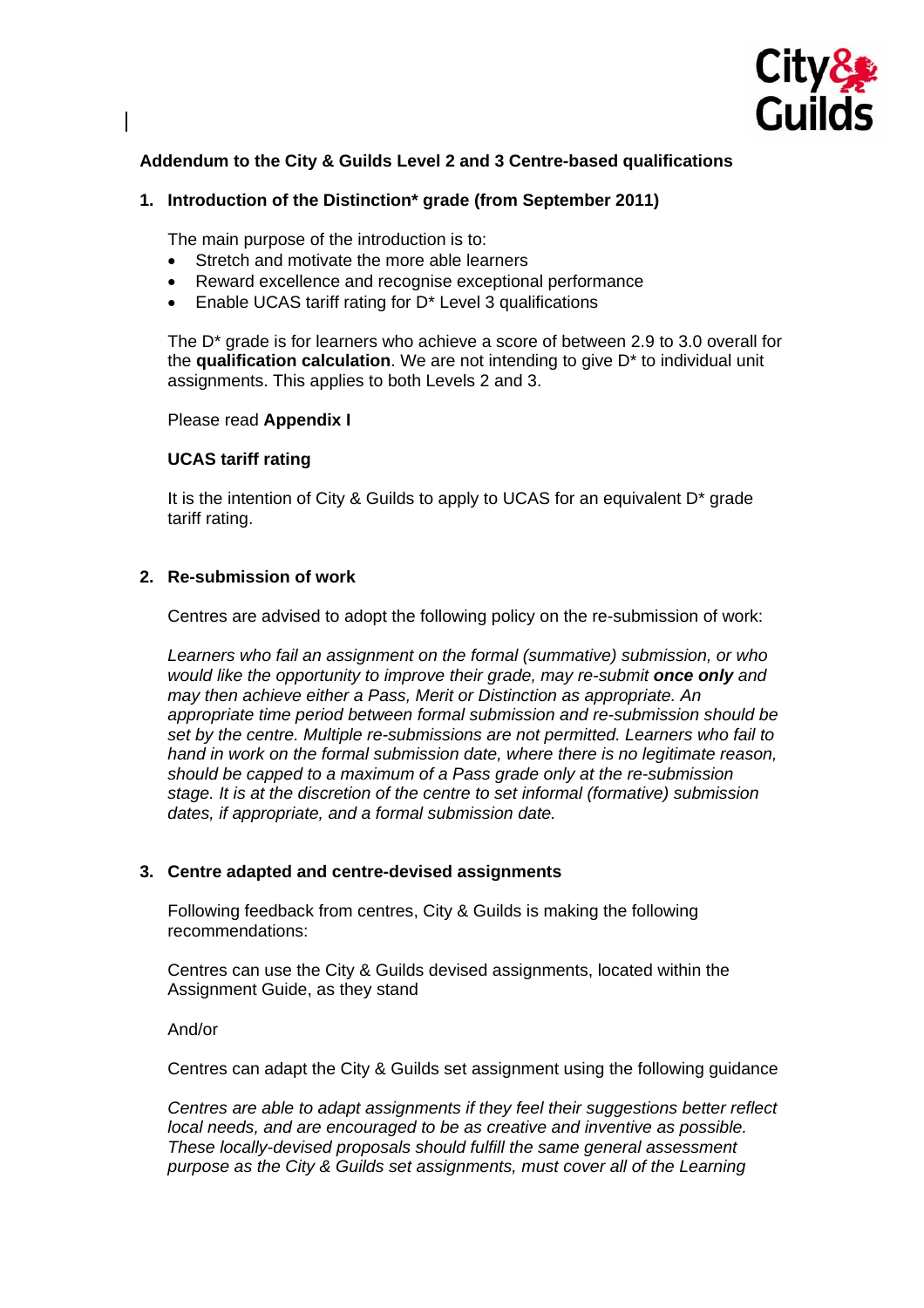**Addendum to the City & Guilds Level 2 and 3 Centre-based qualifications**

## 1. Introduction of the Distinction* grade (from September 2011)

The main purpose of the introduction is to:

- Stretch and motivate the more able learners
- Reward excellence and recognise exceptional performance
- Enable UCAS tariff rating for D* Level 3 qualifications

The D* grade is for learners who achieve a score of between 2.9 to 3.0 overall for the **qualification calculation**. We are not intending to give D* to individual unit assignments. This applies to both Levels 2 and 3.

Please read **Appendix I**

### UCAS tariff rating

It is the intention of City & Guilds to apply to UCAS for an equivalent D* grade tariff rating.

## 2. Re-submission of work

Centres are advised to adopt the following policy on the re-submission of work:

*Learners who fail an assignment on the formal (summative) submission, or who would like the opportunity to improve their grade, may re-submit* ***once only*** *and may then achieve either a Pass, Merit or Distinction as appropriate. An appropriate time period between formal submission and re-submission should be set by the centre. Multiple re-submissions are not permitted. Learners who fail to hand in work on the formal submission date, where there is no legitimate reason, should be capped to a maximum of a Pass grade only at the re-submission stage. It is at the discretion of the centre to set informal (formative) submission dates, if appropriate, and a formal submission date.*

## 3. Centre adapted and centre-devised assignments

Following feedback from centres, City & Guilds is making the following recommendations:

Centres can use the City & Guilds devised assignments, located within the Assignment Guide, as they stand

And/or

Centres can adapt the City & Guilds set assignment using the following guidance

*Centres are able to adapt assignments if they feel their suggestions better reflect local needs, and are encouraged to be as creative and inventive as possible. These locally-devised proposals should fulfill the same general assessment purpose as the City & Guilds set assignments, must cover all of the Learning*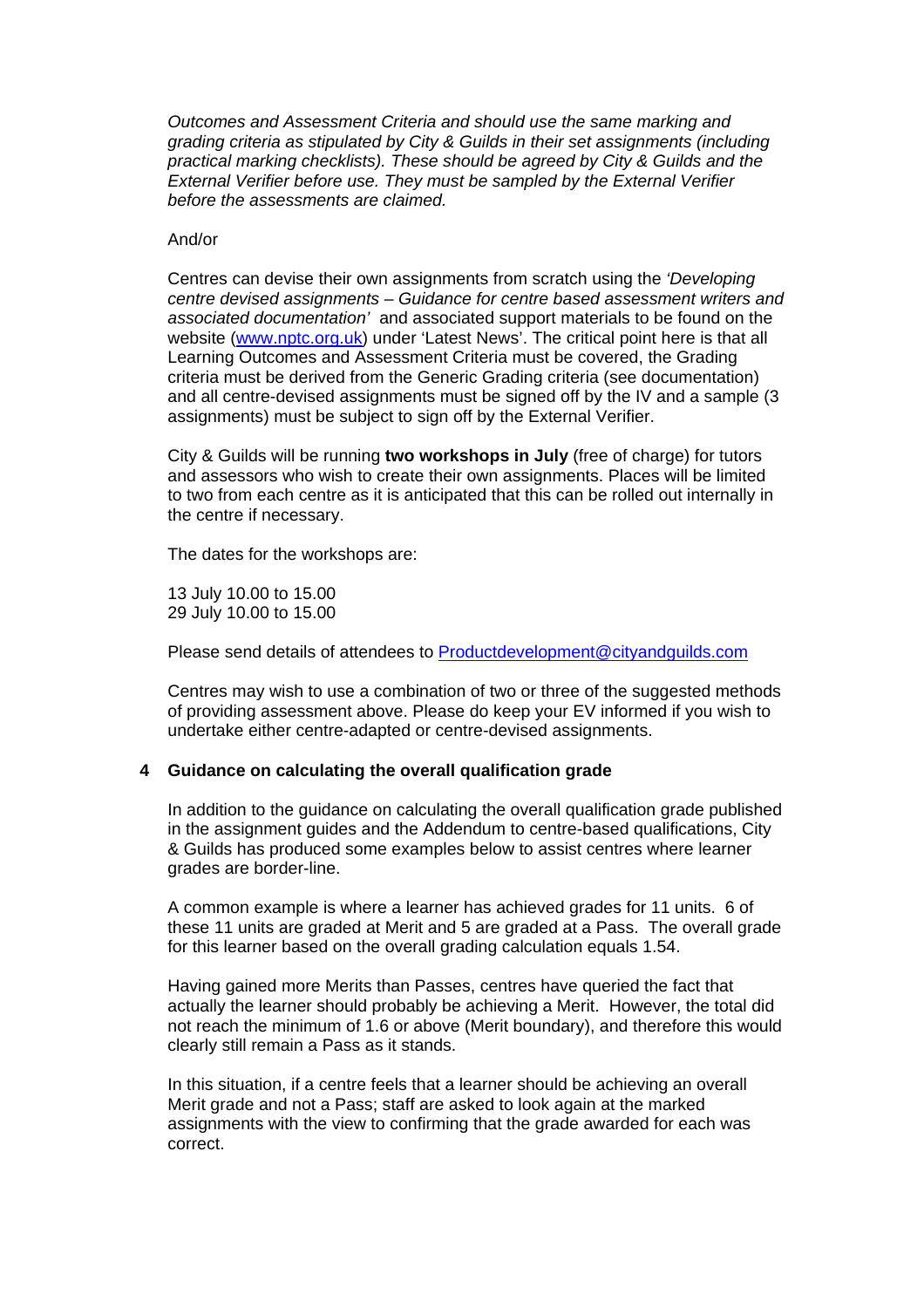*Outcomes and Assessment Criteria and should use the same marking and grading criteria as stipulated by City & Guilds in their set assignments (including practical marking checklists). These should be agreed by City & Guilds and the External Verifier before use. They must be sampled by the External Verifier before the assessments are claimed.*

And/or

Centres can devise their own assignments from scratch using the *'Developing centre devised assignments – Guidance for centre based assessment writers and associated documentation'* and associated support materials to be found on the website ([www.nptc.org.uk](http://www.nptc.org.uk)) under 'Latest News'. The critical point here is that all Learning Outcomes and Assessment Criteria must be covered, the Grading criteria must be derived from the Generic Grading criteria (see documentation) and all centre-devised assignments must be signed off by the IV and a sample (3 assignments) must be subject to sign off by the External Verifier.

City & Guilds will be running **two workshops in July** (free of charge) for tutors and assessors who wish to create their own assignments. Places will be limited to two from each centre as it is anticipated that this can be rolled out internally in the centre if necessary.

The dates for the workshops are:

13 July 10.00 to 15.00
29 July 10.00 to 15.00

Please send details of attendees to [Productdevelopment@cityandguilds.com](mailto:Productdevelopment@cityandguilds.com)

Centres may wish to use a combination of two or three of the suggested methods of providing assessment above. Please do keep your EV informed if you wish to undertake either centre-adapted or centre-devised assignments.

## 4 Guidance on calculating the overall qualification grade

In addition to the guidance on calculating the overall qualification grade published in the assignment guides and the Addendum to centre-based qualifications, City & Guilds has produced some examples below to assist centres where learner grades are border-line.

A common example is where a learner has achieved grades for 11 units. 6 of these 11 units are graded at Merit and 5 are graded at a Pass. The overall grade for this learner based on the overall grading calculation equals 1.54.

Having gained more Merits than Passes, centres have queried the fact that actually the learner should probably be achieving a Merit. However, the total did not reach the minimum of 1.6 or above (Merit boundary), and therefore this would clearly still remain a Pass as it stands.

In this situation, if a centre feels that a learner should be achieving an overall Merit grade and not a Pass; staff are asked to look again at the marked assignments with the view to confirming that the grade awarded for each was correct.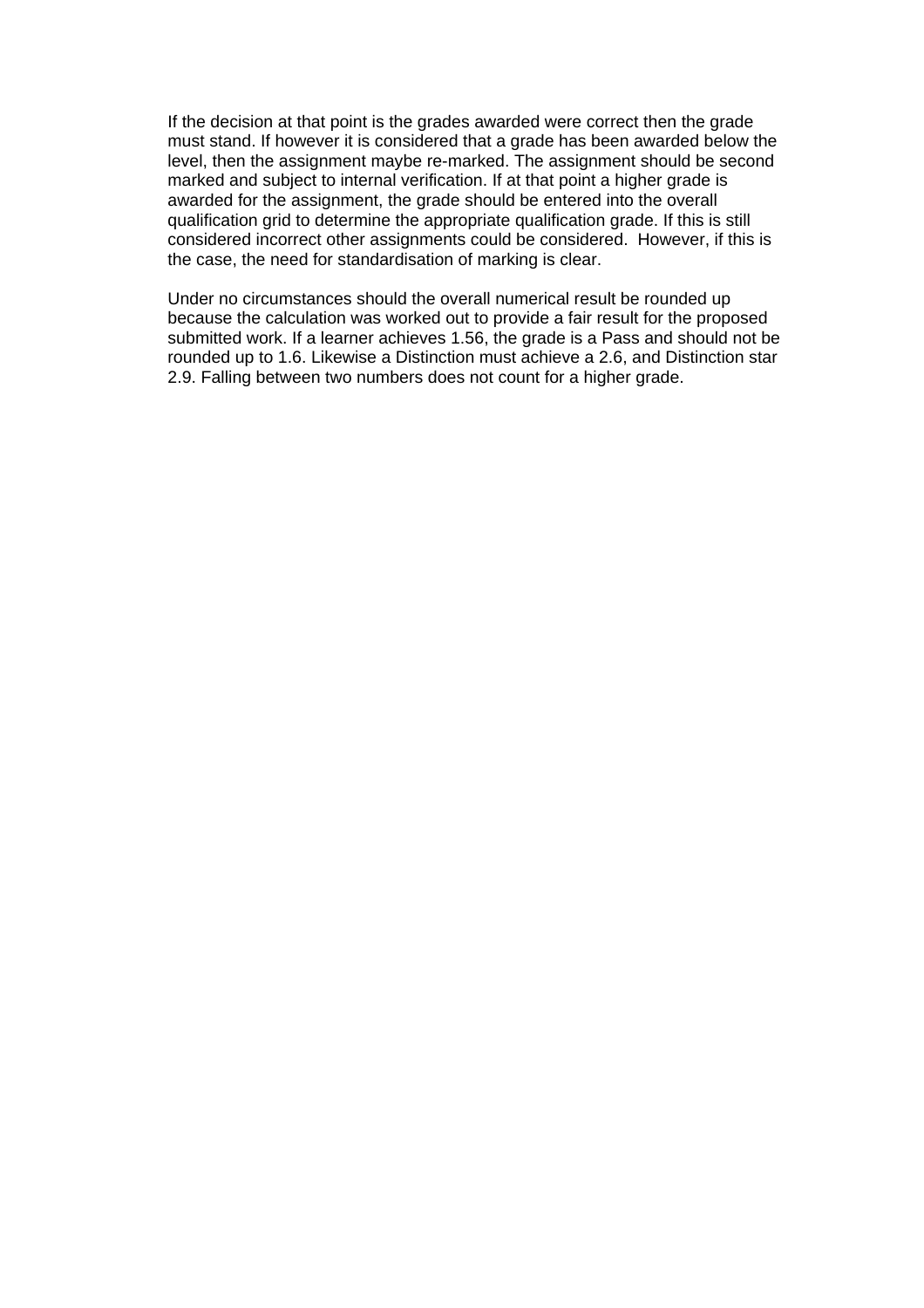If the decision at that point is the grades awarded were correct then the grade must stand. If however it is considered that a grade has been awarded below the level, then the assignment maybe re-marked. The assignment should be second marked and subject to internal verification. If at that point a higher grade is awarded for the assignment, the grade should be entered into the overall qualification grid to determine the appropriate qualification grade. If this is still considered incorrect other assignments could be considered. However, if this is the case, the need for standardisation of marking is clear.

Under no circumstances should the overall numerical result be rounded up because the calculation was worked out to provide a fair result for the proposed submitted work. If a learner achieves 1.56, the grade is a Pass and should not be rounded up to 1.6. Likewise a Distinction must achieve a 2.6, and Distinction star 2.9. Falling between two numbers does not count for a higher grade.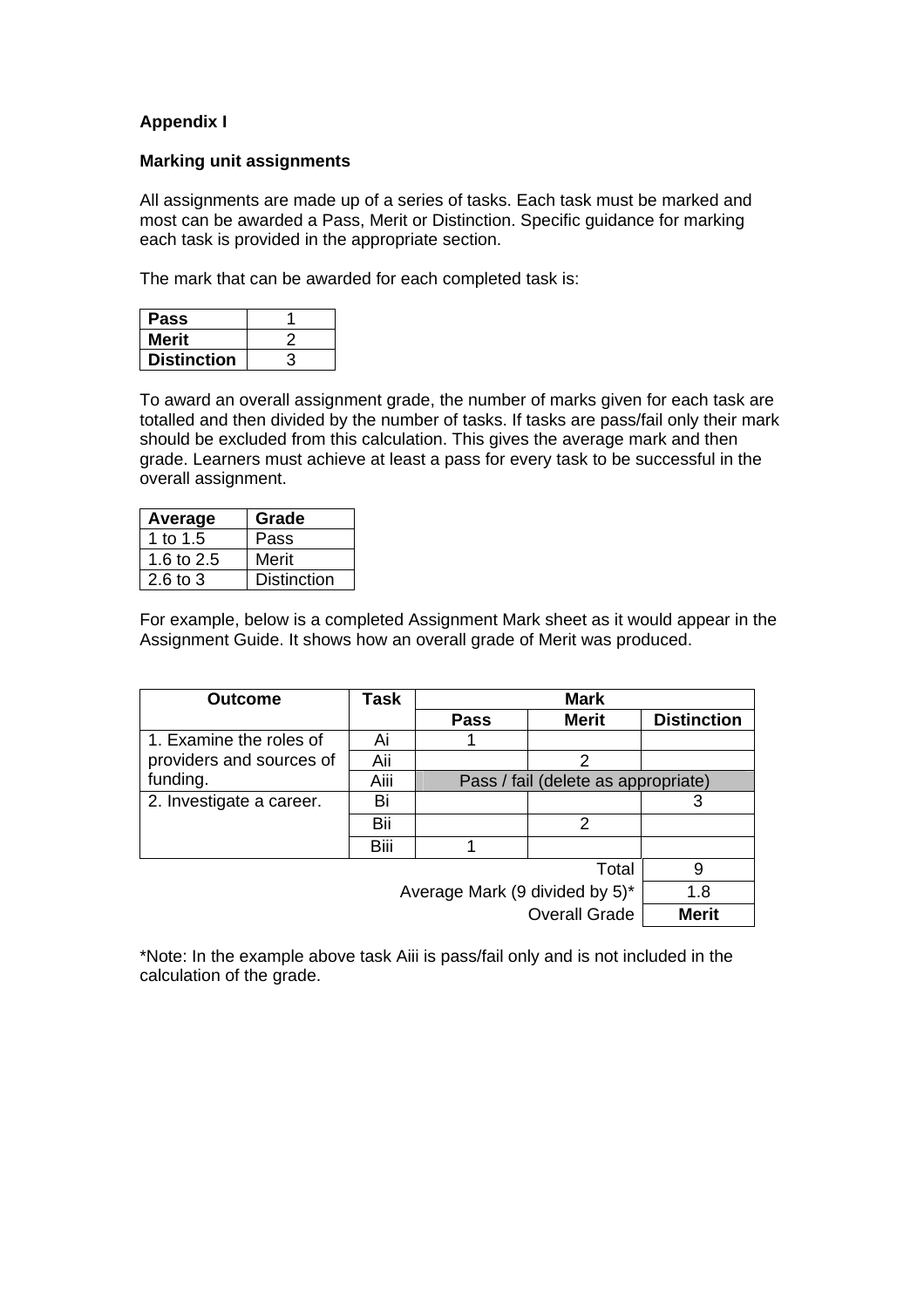**Appendix I**

**Marking unit assignments**

All assignments are made up of a series of tasks. Each task must be marked and most can be awarded a Pass, Merit or Distinction. Specific guidance for marking each task is provided in the appropriate section.

The mark that can be awarded for each completed task is:

| | |
|---|---|
| **Pass** | 1 |
| **Merit** | 2 |
| **Distinction** | 3 |

To award an overall assignment grade, the number of marks given for each task are totalled and then divided by the number of tasks. If tasks are pass/fail only their mark should be excluded from this calculation. This gives the average mark and then grade. Learners must achieve at least a pass for every task to be successful in the overall assignment.

| **Average** | **Grade** |
|---|---|
| 1 to 1.5 | Pass |
| 1.6 to 2.5 | Merit |
| 2.6 to 3 | Distinction |

For example, below is a completed Assignment Mark sheet as it would appear in the Assignment Guide. It shows how an overall grade of Merit was produced.

| **Outcome** | **Task** | **Mark** | | |
|---|---|---|---|---|
| | | **Pass** | **Merit** | **Distinction** |
| 1. Examine the roles of providers and sources of funding. | Ai | 1 | | |
| | Aii | | 2 | |
| | Aiii | Pass / fail (delete as appropriate) | | |
| 2. Investigate a career. | Bi | | | 3 |
| | Bii | | 2 | |
| | Biii | 1 | | |
| | | | Total | 9 |
| | | | Average Mark (9 divided by 5)* | 1.8 |
| | | | Overall Grade | **Merit** |

*Note: In the example above task Aiii is pass/fail only and is not included in the calculation of the grade.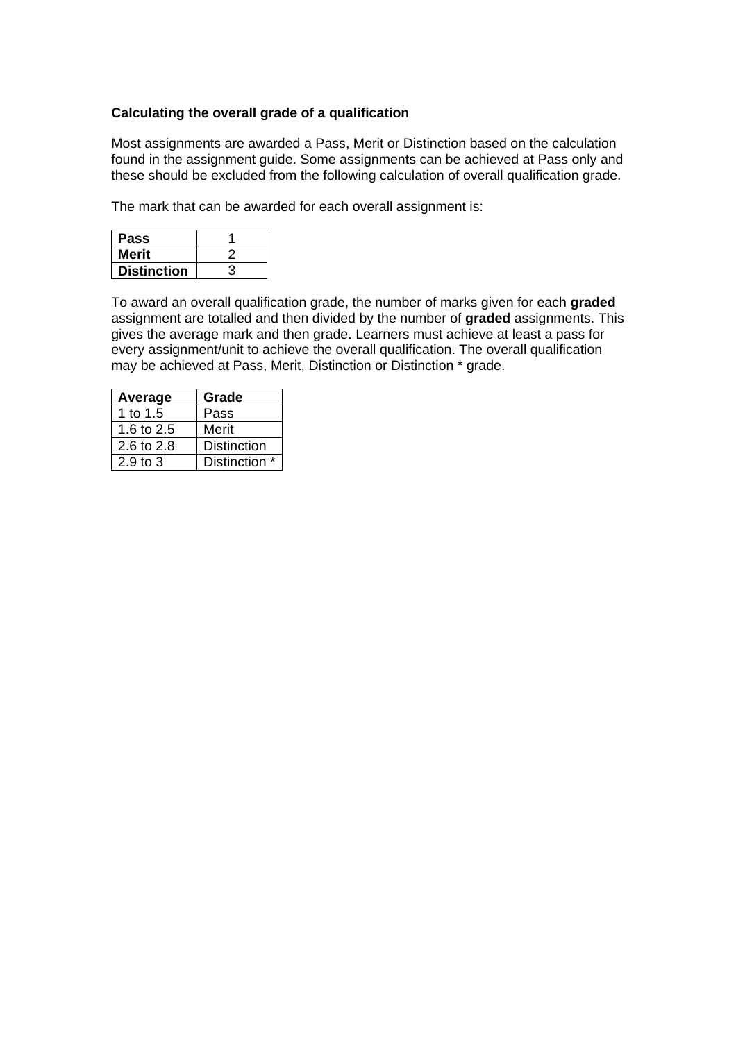**Calculating the overall grade of a qualification**

Most assignments are awarded a Pass, Merit or Distinction based on the calculation found in the assignment guide. Some assignments can be achieved at Pass only and these should be excluded from the following calculation of overall qualification grade.

The mark that can be awarded for each overall assignment is:

| | |
|---|---|
| **Pass** | 1 |
| **Merit** | 2 |
| **Distinction** | 3 |

To award an overall qualification grade, the number of marks given for each **graded** assignment are totalled and then divided by the number of **graded** assignments. This gives the average mark and then grade. Learners must achieve at least a pass for every assignment/unit to achieve the overall qualification. The overall qualification may be achieved at Pass, Merit, Distinction or Distinction * grade.

| Average | Grade |
|---|---|
| 1 to 1.5 | Pass |
| 1.6 to 2.5 | Merit |
| 2.6 to 2.8 | Distinction |
| 2.9 to 3 | Distinction * |